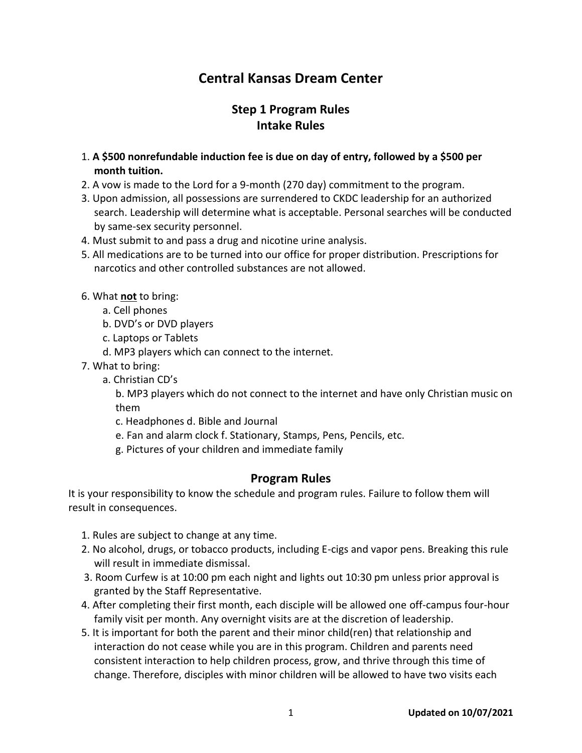# Central Kansas Dream Center

## Step 1 Program Rules
## Intake Rules

1. **A $500 nonrefundable induction fee is due on day of entry, followed by a $500 per month tuition.**
2. A vow is made to the Lord for a 9-month (270 day) commitment to the program.
3. Upon admission, all possessions are surrendered to CKDC leadership for an authorized search. Leadership will determine what is acceptable. Personal searches will be conducted by same-sex security personnel.
4. Must submit to and pass a drug and nicotine urine analysis.
5. All medications are to be turned into our office for proper distribution. Prescriptions for narcotics and other controlled substances are not allowed.
6. What **not** to bring:
   a. Cell phones
   b. DVD's or DVD players
   c. Laptops or Tablets
   d. MP3 players which can connect to the internet.
7. What to bring:
   a. Christian CD's
   b. MP3 players which do not connect to the internet and have only Christian music on them
   c. Headphones d. Bible and Journal
   e. Fan and alarm clock f. Stationary, Stamps, Pens, Pencils, etc.
   g. Pictures of your children and immediate family

## Program Rules

It is your responsibility to know the schedule and program rules. Failure to follow them will result in consequences.

1. Rules are subject to change at any time.
2. No alcohol, drugs, or tobacco products, including E-cigs and vapor pens. Breaking this rule will result in immediate dismissal.
3. Room Curfew is at 10:00 pm each night and lights out 10:30 pm unless prior approval is granted by the Staff Representative.
4. After completing their first month, each disciple will be allowed one off-campus four-hour family visit per month. Any overnight visits are at the discretion of leadership.
5. It is important for both the parent and their minor child(ren) that relationship and interaction do not cease while you are in this program. Children and parents need consistent interaction to help children process, grow, and thrive through this time of change. Therefore, disciples with minor children will be allowed to have two visits each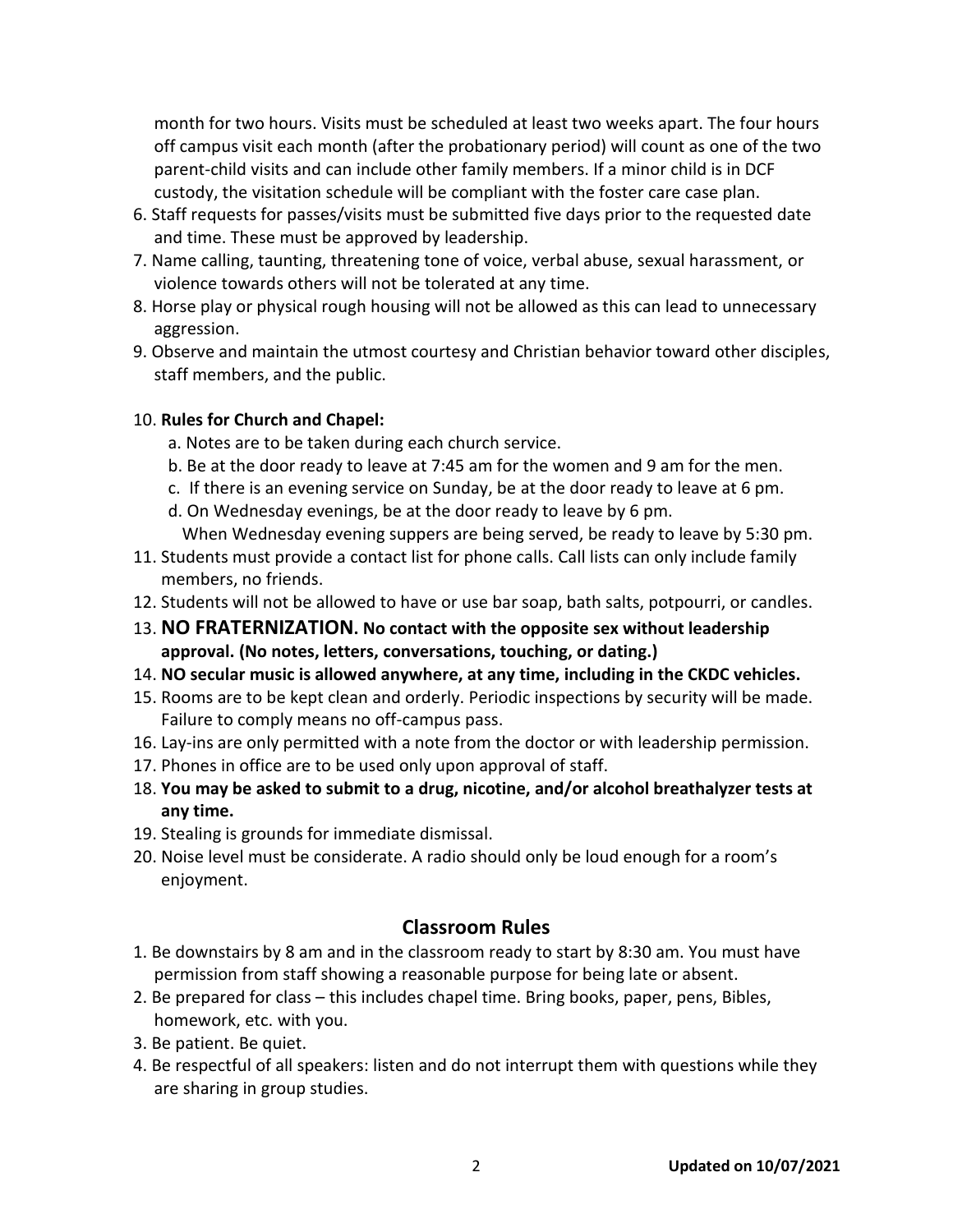month for two hours. Visits must be scheduled at least two weeks apart. The four hours off campus visit each month (after the probationary period) will count as one of the two parent-child visits and can include other family members. If a minor child is in DCF custody, the visitation schedule will be compliant with the foster care case plan.

6. Staff requests for passes/visits must be submitted five days prior to the requested date and time. These must be approved by leadership.
7. Name calling, taunting, threatening tone of voice, verbal abuse, sexual harassment, or violence towards others will not be tolerated at any time.
8. Horse play or physical rough housing will not be allowed as this can lead to unnecessary aggression.
9. Observe and maintain the utmost courtesy and Christian behavior toward other disciples, staff members, and the public.
10. **Rules for Church and Chapel:**
    a. Notes are to be taken during each church service.
    b. Be at the door ready to leave at 7:45 am for the women and 9 am for the men.
    c. If there is an evening service on Sunday, be at the door ready to leave at 6 pm.
    d. On Wednesday evenings, be at the door ready to leave by 6 pm.
    When Wednesday evening suppers are being served, be ready to leave by 5:30 pm.
11. Students must provide a contact list for phone calls. Call lists can only include family members, no friends.
12. Students will not be allowed to have or use bar soap, bath salts, potpourri, or candles.
13. **NO FRATERNIZATION. No contact with the opposite sex without leadership approval. (No notes, letters, conversations, touching, or dating.)**
14. **NO secular music is allowed anywhere, at any time, including in the CKDC vehicles.**
15. Rooms are to be kept clean and orderly. Periodic inspections by security will be made. Failure to comply means no off-campus pass.
16. Lay-ins are only permitted with a note from the doctor or with leadership permission.
17. Phones in office are to be used only upon approval of staff.
18. **You may be asked to submit to a drug, nicotine, and/or alcohol breathalyzer tests at any time.**
19. Stealing is grounds for immediate dismissal.
20. Noise level must be considerate. A radio should only be loud enough for a room's enjoyment.

## Classroom Rules

1. Be downstairs by 8 am and in the classroom ready to start by 8:30 am. You must have permission from staff showing a reasonable purpose for being late or absent.
2. Be prepared for class – this includes chapel time. Bring books, paper, pens, Bibles, homework, etc. with you.
3. Be patient. Be quiet.
4. Be respectful of all speakers: listen and do not interrupt them with questions while they are sharing in group studies.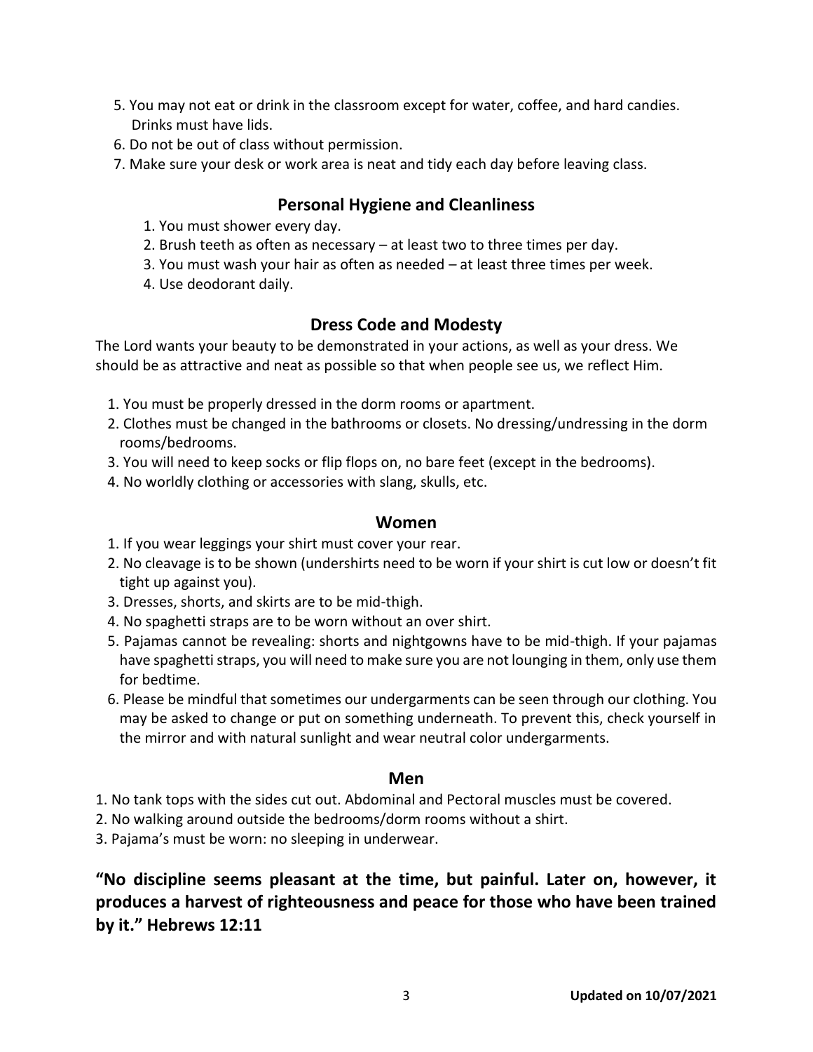5. You may not eat or drink in the classroom except for water, coffee, and hard candies. Drinks must have lids.
6. Do not be out of class without permission.
7. Make sure your desk or work area is neat and tidy each day before leaving class.

## Personal Hygiene and Cleanliness

1. You must shower every day.
2. Brush teeth as often as necessary – at least two to three times per day.
3. You must wash your hair as often as needed – at least three times per week.
4. Use deodorant daily.

## Dress Code and Modesty

The Lord wants your beauty to be demonstrated in your actions, as well as your dress. We should be as attractive and neat as possible so that when people see us, we reflect Him.

1. You must be properly dressed in the dorm rooms or apartment.
2. Clothes must be changed in the bathrooms or closets. No dressing/undressing in the dorm rooms/bedrooms.
3. You will need to keep socks or flip flops on, no bare feet (except in the bedrooms).
4. No worldly clothing or accessories with slang, skulls, etc.

### Women

1. If you wear leggings your shirt must cover your rear.
2. No cleavage is to be shown (undershirts need to be worn if your shirt is cut low or doesn't fit tight up against you).
3. Dresses, shorts, and skirts are to be mid-thigh.
4. No spaghetti straps are to be worn without an over shirt.
5. Pajamas cannot be revealing: shorts and nightgowns have to be mid-thigh. If your pajamas have spaghetti straps, you will need to make sure you are not lounging in them, only use them for bedtime.
6. Please be mindful that sometimes our undergarments can be seen through our clothing. You may be asked to change or put on something underneath. To prevent this, check yourself in the mirror and with natural sunlight and wear neutral color undergarments.

### Men

1. No tank tops with the sides cut out. Abdominal and Pectoral muscles must be covered.
2. No walking around outside the bedrooms/dorm rooms without a shirt.
3. Pajama's must be worn: no sleeping in underwear.

**"No discipline seems pleasant at the time, but painful. Later on, however, it produces a harvest of righteousness and peace for those who have been trained by it." Hebrews 12:11**

**Updated on 10/07/2021**